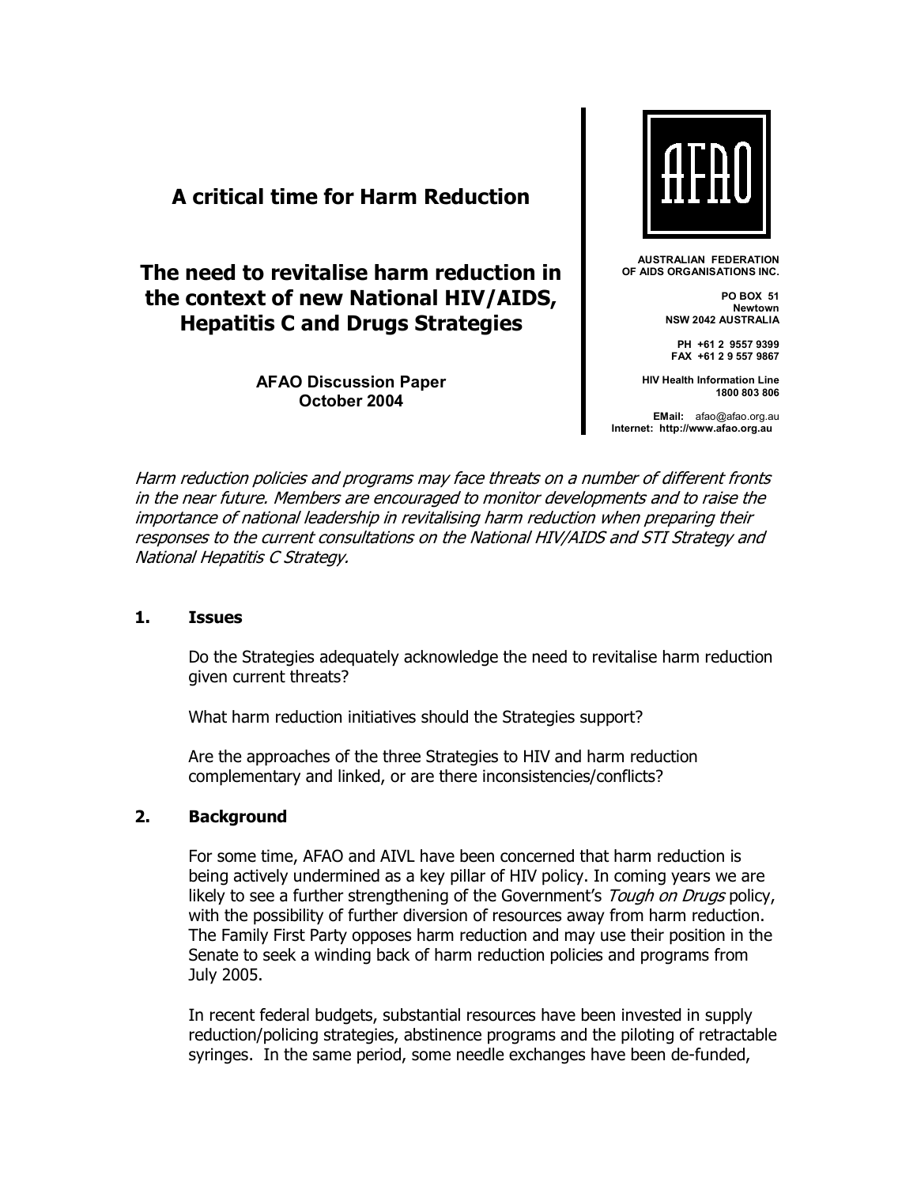# A critical time for Harm Reduction

## The need to revitalise harm reduction in the context of new National HIV/AIDS, Hepatitis C and Drugs Strategies

**AFAO Discussion Paper**
**October 2004**

AFAO

**AUSTRALIAN FEDERATION OF AIDS ORGANISATIONS INC.**

**PO BOX 51**
**Newtown**
**NSW 2042 AUSTRALIA**

**PH +61 2 9557 9399**
**FAX +61 2 9 557 9867**

**HIV Health Information Line**
**1800 803 806**

**EMail:** afao@afao.org.au
**Internet: http://www.afao.org.au**

*Harm reduction policies and programs may face threats on a number of different fronts in the near future. Members are encouraged to monitor developments and to raise the importance of national leadership in revitalising harm reduction when preparing their responses to the current consultations on the National HIV/AIDS and STI Strategy and National Hepatitis C Strategy.*

### 1. Issues

Do the Strategies adequately acknowledge the need to revitalise harm reduction given current threats?

What harm reduction initiatives should the Strategies support?

Are the approaches of the three Strategies to HIV and harm reduction complementary and linked, or are there inconsistencies/conflicts?

### 2. Background

For some time, AFAO and AIVL have been concerned that harm reduction is being actively undermined as a key pillar of HIV policy. In coming years we are likely to see a further strengthening of the Government's *Tough on Drugs* policy, with the possibility of further diversion of resources away from harm reduction. The Family First Party opposes harm reduction and may use their position in the Senate to seek a winding back of harm reduction policies and programs from July 2005.

In recent federal budgets, substantial resources have been invested in supply reduction/policing strategies, abstinence programs and the piloting of retractable syringes. In the same period, some needle exchanges have been de-funded,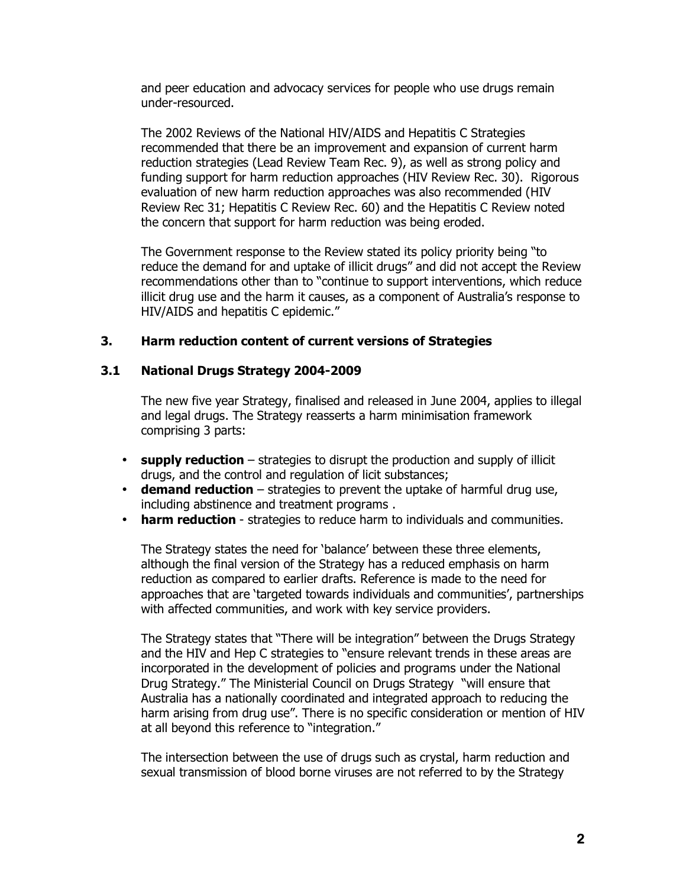and peer education and advocacy services for people who use drugs remain under-resourced.

The 2002 Reviews of the National HIV/AIDS and Hepatitis C Strategies recommended that there be an improvement and expansion of current harm reduction strategies (Lead Review Team Rec. 9), as well as strong policy and funding support for harm reduction approaches (HIV Review Rec. 30). Rigorous evaluation of new harm reduction approaches was also recommended (HIV Review Rec 31; Hepatitis C Review Rec. 60) and the Hepatitis C Review noted the concern that support for harm reduction was being eroded.

The Government response to the Review stated its policy priority being "to reduce the demand for and uptake of illicit drugs" and did not accept the Review recommendations other than to "continue to support interventions, which reduce illicit drug use and the harm it causes, as a component of Australia's response to HIV/AIDS and hepatitis C epidemic."

## 3. Harm reduction content of current versions of Strategies

### 3.1 National Drugs Strategy 2004-2009

The new five year Strategy, finalised and released in June 2004, applies to illegal and legal drugs. The Strategy reasserts a harm minimisation framework comprising 3 parts:

- **supply reduction** – strategies to disrupt the production and supply of illicit drugs, and the control and regulation of licit substances;
- **demand reduction** – strategies to prevent the uptake of harmful drug use, including abstinence and treatment programs .
- **harm reduction** - strategies to reduce harm to individuals and communities.

The Strategy states the need for 'balance' between these three elements, although the final version of the Strategy has a reduced emphasis on harm reduction as compared to earlier drafts. Reference is made to the need for approaches that are 'targeted towards individuals and communities', partnerships with affected communities, and work with key service providers.

The Strategy states that "There will be integration" between the Drugs Strategy and the HIV and Hep C strategies to "ensure relevant trends in these areas are incorporated in the development of policies and programs under the National Drug Strategy." The Ministerial Council on Drugs Strategy "will ensure that Australia has a nationally coordinated and integrated approach to reducing the harm arising from drug use". There is no specific consideration or mention of HIV at all beyond this reference to "integration."

The intersection between the use of drugs such as crystal, harm reduction and sexual transmission of blood borne viruses are not referred to by the Strategy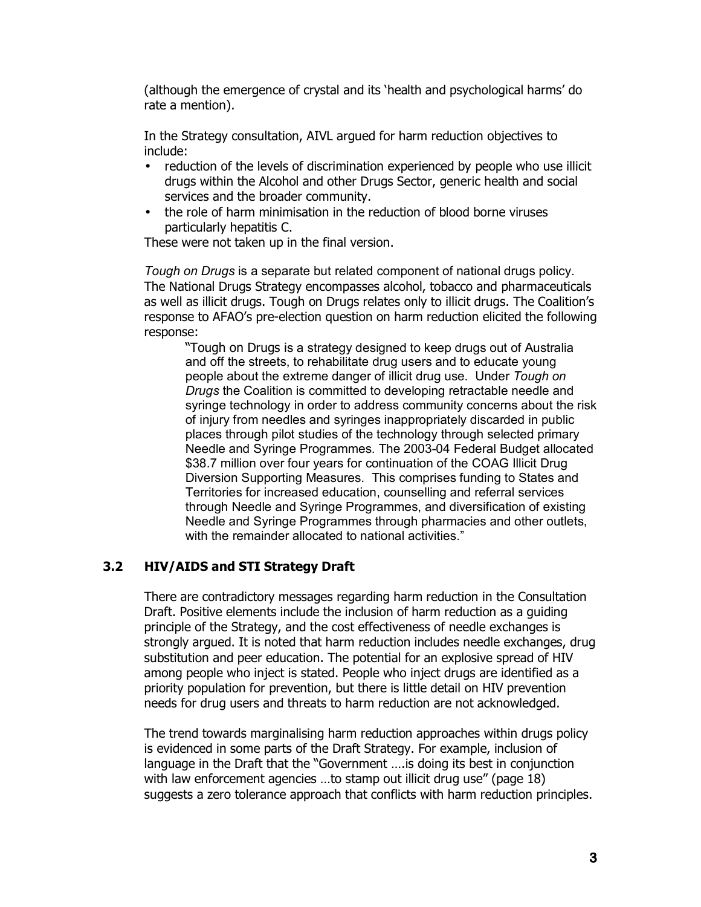(although the emergence of crystal and its 'health and psychological harms' do rate a mention).

In the Strategy consultation, AIVL argued for harm reduction objectives to include:

- reduction of the levels of discrimination experienced by people who use illicit drugs within the Alcohol and other Drugs Sector, generic health and social services and the broader community.
- the role of harm minimisation in the reduction of blood borne viruses particularly hepatitis C.

These were not taken up in the final version.

*Tough on Drugs* is a separate but related component of national drugs policy. The National Drugs Strategy encompasses alcohol, tobacco and pharmaceuticals as well as illicit drugs. Tough on Drugs relates only to illicit drugs. The Coalition's response to AFAO's pre-election question on harm reduction elicited the following response:

> "Tough on Drugs is a strategy designed to keep drugs out of Australia and off the streets, to rehabilitate drug users and to educate young people about the extreme danger of illicit drug use. Under *Tough on Drugs* the Coalition is committed to developing retractable needle and syringe technology in order to address community concerns about the risk of injury from needles and syringes inappropriately discarded in public places through pilot studies of the technology through selected primary Needle and Syringe Programmes. The 2003-04 Federal Budget allocated $38.7 million over four years for continuation of the COAG Illicit Drug Diversion Supporting Measures. This comprises funding to States and Territories for increased education, counselling and referral services through Needle and Syringe Programmes, and diversification of existing Needle and Syringe Programmes through pharmacies and other outlets, with the remainder allocated to national activities."

### 3.2 HIV/AIDS and STI Strategy Draft

There are contradictory messages regarding harm reduction in the Consultation Draft. Positive elements include the inclusion of harm reduction as a guiding principle of the Strategy, and the cost effectiveness of needle exchanges is strongly argued. It is noted that harm reduction includes needle exchanges, drug substitution and peer education. The potential for an explosive spread of HIV among people who inject is stated. People who inject drugs are identified as a priority population for prevention, but there is little detail on HIV prevention needs for drug users and threats to harm reduction are not acknowledged.

The trend towards marginalising harm reduction approaches within drugs policy is evidenced in some parts of the Draft Strategy. For example, inclusion of language in the Draft that the "Government ….is doing its best in conjunction with law enforcement agencies …to stamp out illicit drug use" (page 18) suggests a zero tolerance approach that conflicts with harm reduction principles.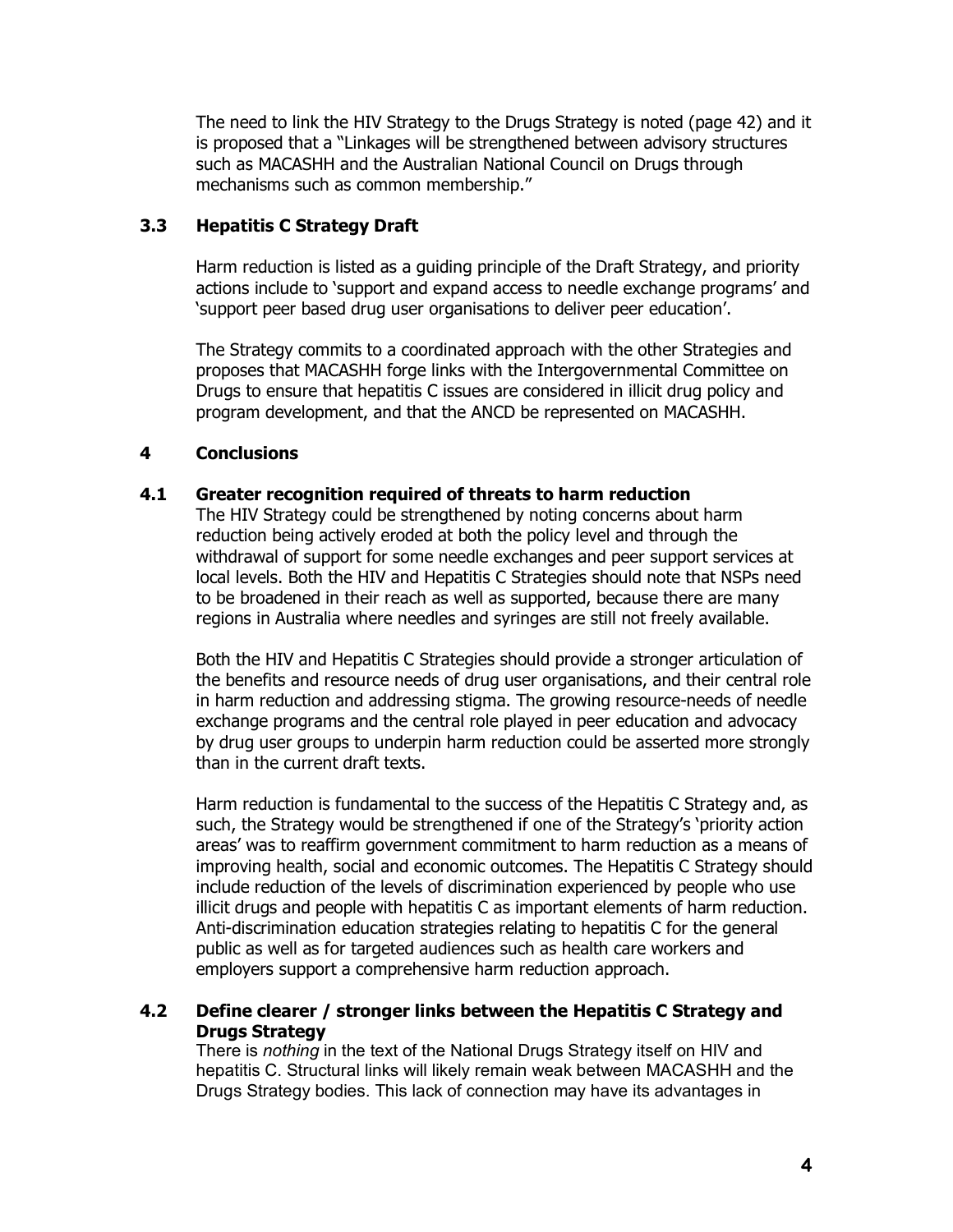The need to link the HIV Strategy to the Drugs Strategy is noted (page 42) and it is proposed that a "Linkages will be strengthened between advisory structures such as MACASHH and the Australian National Council on Drugs through mechanisms such as common membership."

### 3.3 Hepatitis C Strategy Draft

Harm reduction is listed as a guiding principle of the Draft Strategy, and priority actions include to 'support and expand access to needle exchange programs' and 'support peer based drug user organisations to deliver peer education'.

The Strategy commits to a coordinated approach with the other Strategies and proposes that MACASHH forge links with the Intergovernmental Committee on Drugs to ensure that hepatitis C issues are considered in illicit drug policy and program development, and that the ANCD be represented on MACASHH.

## 4 Conclusions

### 4.1 Greater recognition required of threats to harm reduction

The HIV Strategy could be strengthened by noting concerns about harm reduction being actively eroded at both the policy level and through the withdrawal of support for some needle exchanges and peer support services at local levels. Both the HIV and Hepatitis C Strategies should note that NSPs need to be broadened in their reach as well as supported, because there are many regions in Australia where needles and syringes are still not freely available.

Both the HIV and Hepatitis C Strategies should provide a stronger articulation of the benefits and resource needs of drug user organisations, and their central role in harm reduction and addressing stigma. The growing resource-needs of needle exchange programs and the central role played in peer education and advocacy by drug user groups to underpin harm reduction could be asserted more strongly than in the current draft texts.

Harm reduction is fundamental to the success of the Hepatitis C Strategy and, as such, the Strategy would be strengthened if one of the Strategy's 'priority action areas' was to reaffirm government commitment to harm reduction as a means of improving health, social and economic outcomes. The Hepatitis C Strategy should include reduction of the levels of discrimination experienced by people who use illicit drugs and people with hepatitis C as important elements of harm reduction. Anti-discrimination education strategies relating to hepatitis C for the general public as well as for targeted audiences such as health care workers and employers support a comprehensive harm reduction approach.

### 4.2 Define clearer / stronger links between the Hepatitis C Strategy and Drugs Strategy

There is *nothing* in the text of the National Drugs Strategy itself on HIV and hepatitis C. Structural links will likely remain weak between MACASHH and the Drugs Strategy bodies. This lack of connection may have its advantages in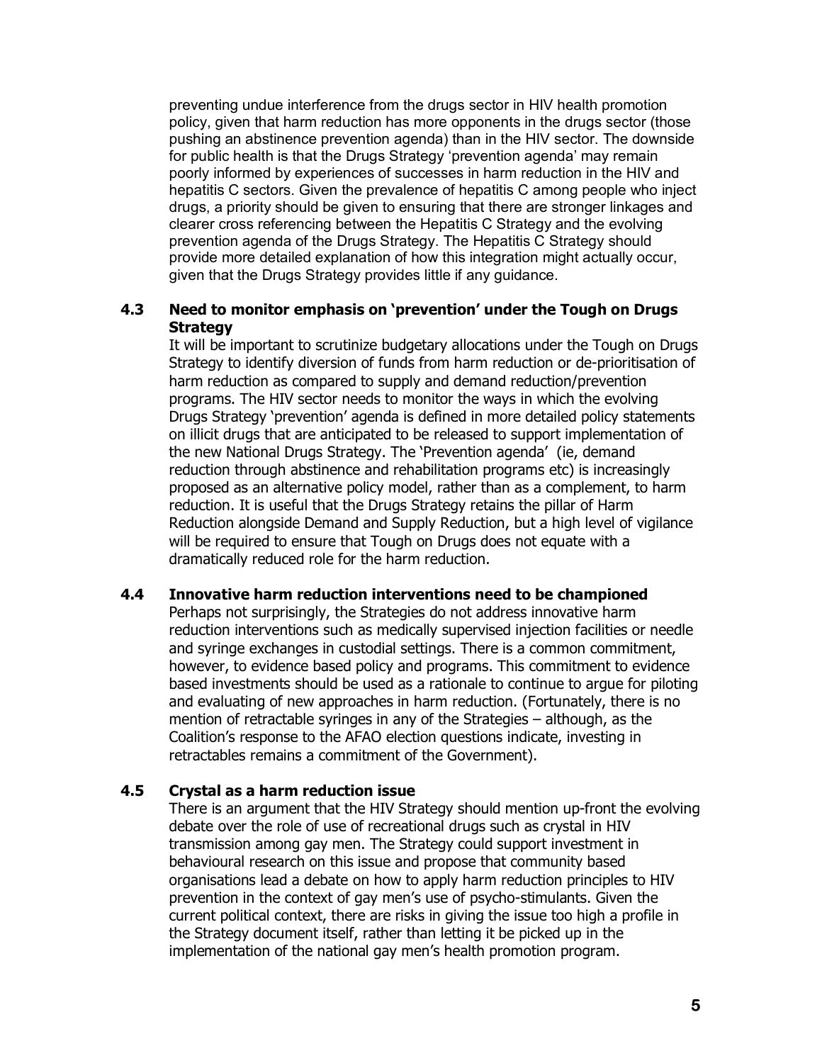preventing undue interference from the drugs sector in HIV health promotion policy, given that harm reduction has more opponents in the drugs sector (those pushing an abstinence prevention agenda) than in the HIV sector. The downside for public health is that the Drugs Strategy 'prevention agenda' may remain poorly informed by experiences of successes in harm reduction in the HIV and hepatitis C sectors. Given the prevalence of hepatitis C among people who inject drugs, a priority should be given to ensuring that there are stronger linkages and clearer cross referencing between the Hepatitis C Strategy and the evolving prevention agenda of the Drugs Strategy. The Hepatitis C Strategy should provide more detailed explanation of how this integration might actually occur, given that the Drugs Strategy provides little if any guidance.

### 4.3 Need to monitor emphasis on 'prevention' under the Tough on Drugs Strategy

It will be important to scrutinize budgetary allocations under the Tough on Drugs Strategy to identify diversion of funds from harm reduction or de-prioritisation of harm reduction as compared to supply and demand reduction/prevention programs. The HIV sector needs to monitor the ways in which the evolving Drugs Strategy 'prevention' agenda is defined in more detailed policy statements on illicit drugs that are anticipated to be released to support implementation of the new National Drugs Strategy. The 'Prevention agenda' (ie, demand reduction through abstinence and rehabilitation programs etc) is increasingly proposed as an alternative policy model, rather than as a complement, to harm reduction. It is useful that the Drugs Strategy retains the pillar of Harm Reduction alongside Demand and Supply Reduction, but a high level of vigilance will be required to ensure that Tough on Drugs does not equate with a dramatically reduced role for the harm reduction.

### 4.4 Innovative harm reduction interventions need to be championed

Perhaps not surprisingly, the Strategies do not address innovative harm reduction interventions such as medically supervised injection facilities or needle and syringe exchanges in custodial settings. There is a common commitment, however, to evidence based policy and programs. This commitment to evidence based investments should be used as a rationale to continue to argue for piloting and evaluating of new approaches in harm reduction. (Fortunately, there is no mention of retractable syringes in any of the Strategies – although, as the Coalition's response to the AFAO election questions indicate, investing in retractables remains a commitment of the Government).

### 4.5 Crystal as a harm reduction issue

There is an argument that the HIV Strategy should mention up-front the evolving debate over the role of use of recreational drugs such as crystal in HIV transmission among gay men. The Strategy could support investment in behavioural research on this issue and propose that community based organisations lead a debate on how to apply harm reduction principles to HIV prevention in the context of gay men's use of psycho-stimulants. Given the current political context, there are risks in giving the issue too high a profile in the Strategy document itself, rather than letting it be picked up in the implementation of the national gay men's health promotion program.